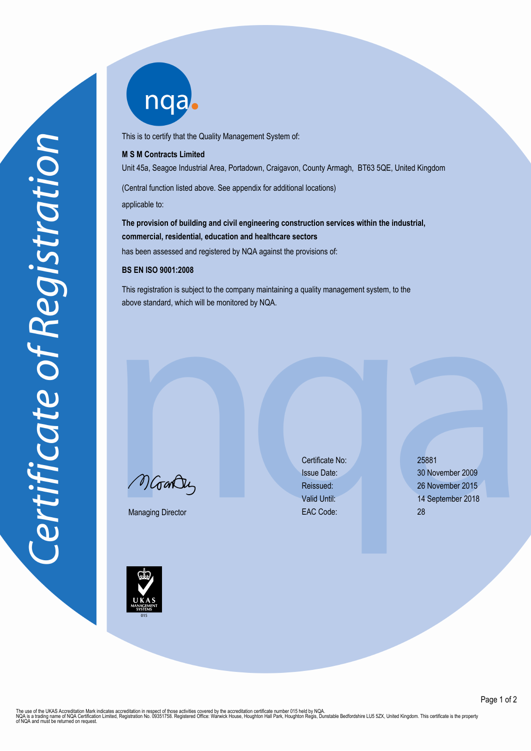# Certificate of Registration

nqa

This is to certify that the Quality Management System of:

**M S M Contracts Limited**

Unit 45a, Seagoe Industrial Area, Portadown, Craigavon, County Armagh, BT63 5QE, United Kingdom

(Central function listed above. See appendix for additional locations)

applicable to:

**The provision of building and civil engineering construction services within the industrial, commercial, residential, education and healthcare sectors**

has been assessed and registered by NQA against the provisions of:

**BS EN ISO 9001:2008**

This registration is subject to the company maintaining a quality management system, to the above standard, which will be monitored by NQA.

Managing Director

| | |
|---|---|
| Certificate No: | 25881 |
| Issue Date: | 30 November 2009 |
| Reissued: | 26 November 2015 |
| Valid Until: | 14 September 2018 |
| EAC Code: | 28 |

UKAS MANAGEMENT SYSTEMS 015

The use of the UKAS Accreditation Mark indicates accreditation in respect of those activities covered by the accreditation certificate number 015 held by NQA.
NQA is a trading name of NQA Certification Limited, Registration No. 09351758. Registered Office: Warwick House, Houghton Hall Park, Houghton Regis, Dunstable Bedfordshire LU5 5ZX, United Kingdom. This certificate is the property of NQA and must be returned on request.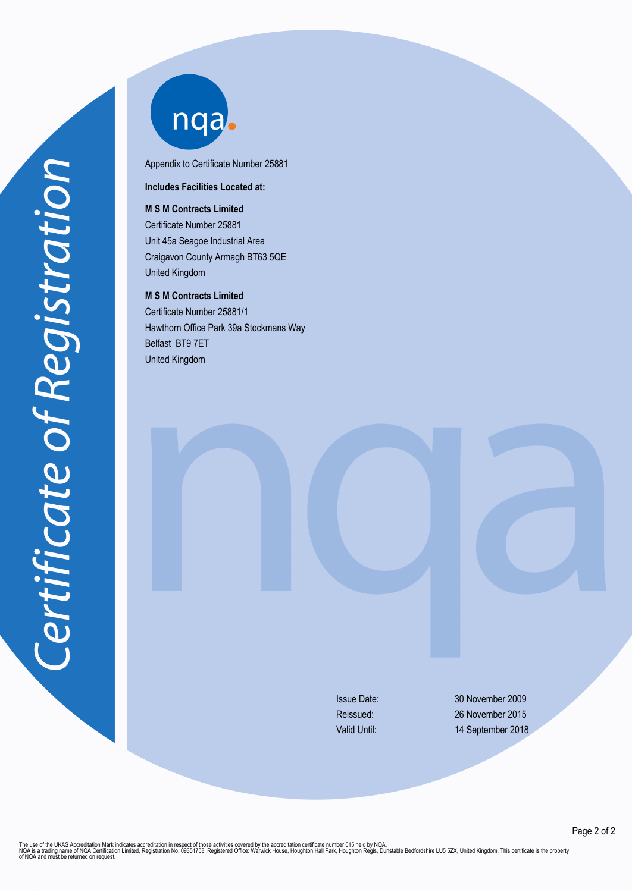Certificate of Registration

Appendix to Certificate Number 25881

**Includes Facilities Located at:**

**M S M Contracts Limited**
Certificate Number 25881
Unit 45a Seagoe Industrial Area
Craigavon County Armagh BT63 5QE
United Kingdom

**M S M Contracts Limited**
Certificate Number 25881/1
Hawthorn Office Park 39a Stockmans Way
Belfast BT9 7ET
United Kingdom

| | |
|---|---|
| Issue Date: | 30 November 2009 |
| Reissued: | 26 November 2015 |
| Valid Until: | 14 September 2018 |

The use of the UKAS Accreditation Mark indicates accreditation in respect of those activities covered by the accreditation certificate number 015 held by NQA.
NQA is a trading name of NQA Certification Limited, Registration No. 09351758. Registered Office: Warwick House, Houghton Hall Park, Houghton Regis, Dunstable Bedfordshire LU5 5ZX, United Kingdom. This certificate is the property of NQA and must be returned on request.